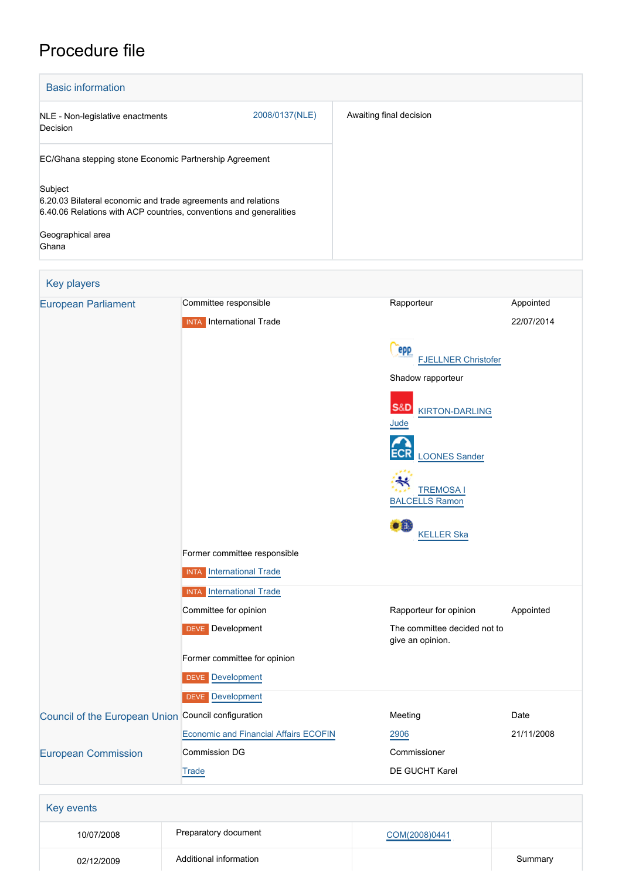# Procedure file

## Basic information

| | | |
|---|---|---|
| NLE - Non-legislative enactments<br>Decision | 2008/0137(NLE) | Awaiting final decision |
| EC/Ghana stepping stone Economic Partnership Agreement<br><br>Subject<br>6.20.03 Bilateral economic and trade agreements and relations<br>6.40.06 Relations with ACP countries, conventions and generalities<br><br>Geographical area<br>Ghana | | |

## Key players

| | | | |
|---|---|---|---|
| European Parliament | Committee responsible | Rapporteur | Appointed |
| | INTA International Trade | | 22/07/2014 |
| | | EPP FJELLNER Christofer | |
| | | Shadow rapporteur | |
| | | S&D KIRTON-DARLING Jude | |
| | | ECR LOONES Sander | |
| | | TREMOSA I BALCELLS Ramon | |
| | | KELLER Ska | |
| | Former committee responsible | | |
| | INTA International Trade | | |
| | INTA International Trade | | |
| | Committee for opinion | Rapporteur for opinion | Appointed |
| | DEVE Development | The committee decided not to give an opinion. | |
| | Former committee for opinion | | |
| | DEVE Development | | |
| | DEVE Development | | |
| Council of the European Union | Council configuration | Meeting | Date |
| | Economic and Financial Affairs ECOFIN | 2906 | 21/11/2008 |
| European Commission | Commission DG | Commissioner | |
| | Trade | DE GUCHT Karel | |

## Key events

| | | | |
|---|---|---|---|
| 10/07/2008 | Preparatory document | COM(2008)0441 | |
| 02/12/2009 | Additional information | | Summary |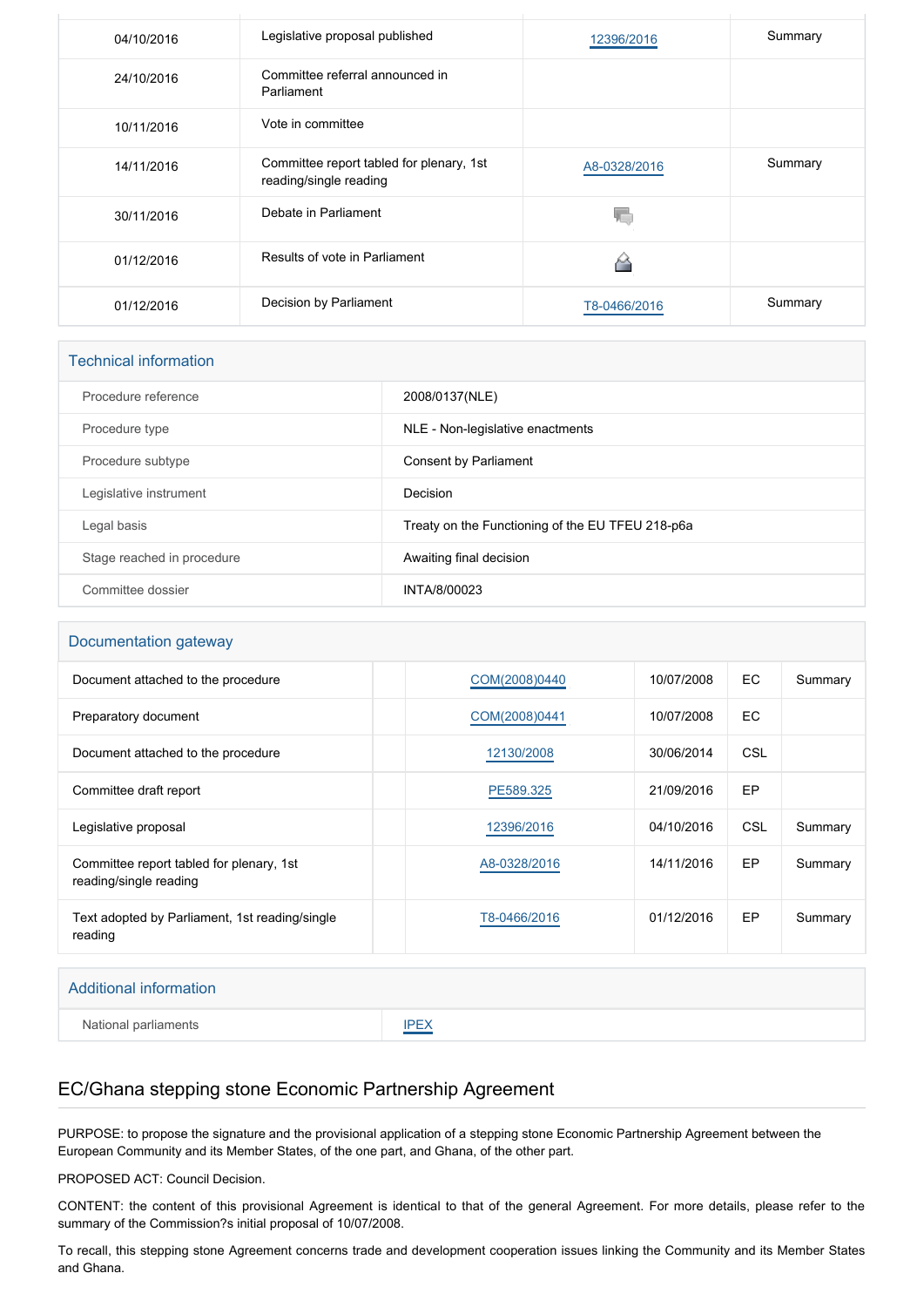| | | | |
|---|---|---|---|
| 04/10/2016 | Legislative proposal published | 12396/2016 | Summary |
| 24/10/2016 | Committee referral announced in Parliament | | |
| 10/11/2016 | Vote in committee | | |
| 14/11/2016 | Committee report tabled for plenary, 1st reading/single reading | A8-0328/2016 | Summary |
| 30/11/2016 | Debate in Parliament | | |
| 01/12/2016 | Results of vote in Parliament | | |
| 01/12/2016 | Decision by Parliament | T8-0466/2016 | Summary |

## Technical information

| | |
|---|---|
| Procedure reference | 2008/0137(NLE) |
| Procedure type | NLE - Non-legislative enactments |
| Procedure subtype | Consent by Parliament |
| Legislative instrument | Decision |
| Legal basis | Treaty on the Functioning of the EU TFEU 218-p6a |
| Stage reached in procedure | Awaiting final decision |
| Committee dossier | INTA/8/00023 |

## Documentation gateway

| | | | | | |
|---|---|---|---|---|---|
| Document attached to the procedure | | COM(2008)0440 | 10/07/2008 | EC | Summary |
| Preparatory document | | COM(2008)0441 | 10/07/2008 | EC | |
| Document attached to the procedure | | 12130/2008 | 30/06/2014 | CSL | |
| Committee draft report | | PE589.325 | 21/09/2016 | EP | |
| Legislative proposal | | 12396/2016 | 04/10/2016 | CSL | Summary |
| Committee report tabled for plenary, 1st reading/single reading | | A8-0328/2016 | 14/11/2016 | EP | Summary |
| Text adopted by Parliament, 1st reading/single reading | | T8-0466/2016 | 01/12/2016 | EP | Summary |

## Additional information

| | |
|---|---|
| National parliaments | IPEX |

## EC/Ghana stepping stone Economic Partnership Agreement

PURPOSE: to propose the signature and the provisional application of a stepping stone Economic Partnership Agreement between the European Community and its Member States, of the one part, and Ghana, of the other part.

PROPOSED ACT: Council Decision.

CONTENT: the content of this provisional Agreement is identical to that of the general Agreement. For more details, please refer to the summary of the Commission?s initial proposal of 10/07/2008.

To recall, this stepping stone Agreement concerns trade and development cooperation issues linking the Community and its Member States and Ghana.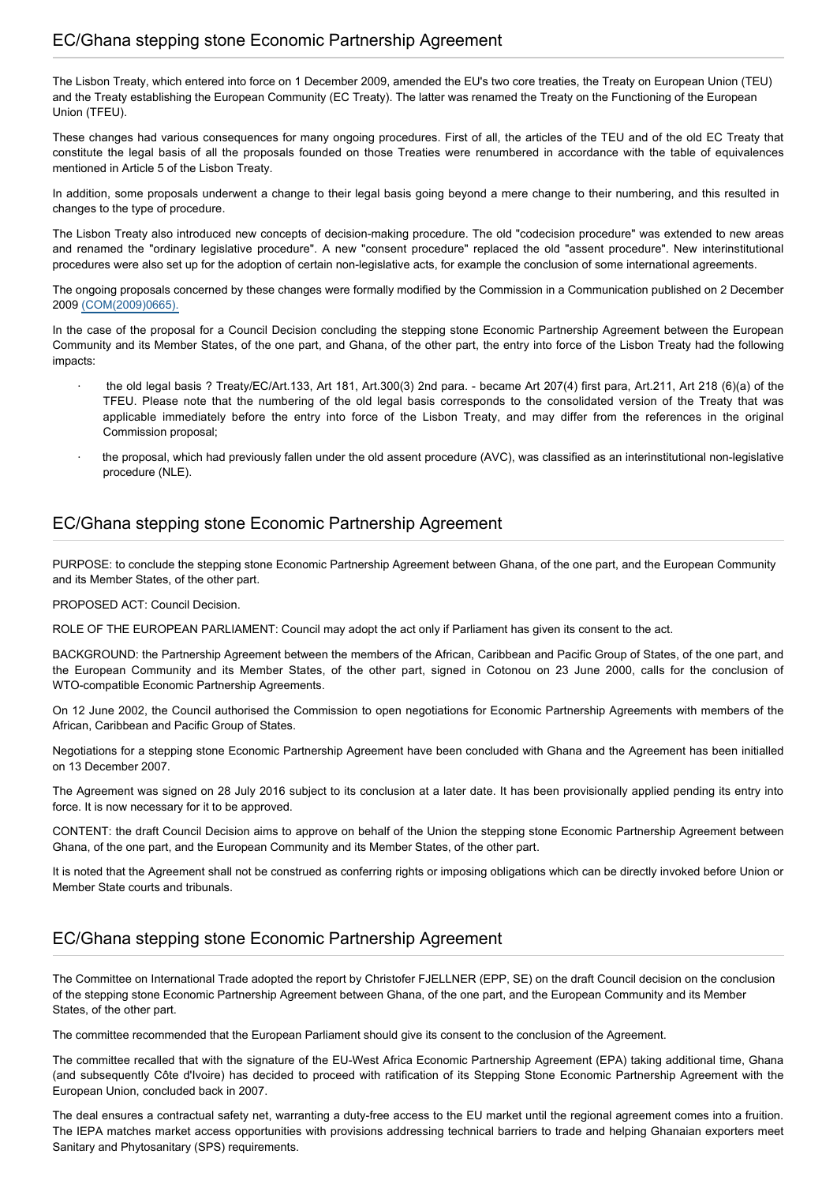## EC/Ghana stepping stone Economic Partnership Agreement

The Lisbon Treaty, which entered into force on 1 December 2009, amended the EU's two core treaties, the Treaty on European Union (TEU) and the Treaty establishing the European Community (EC Treaty). The latter was renamed the Treaty on the Functioning of the European Union (TFEU).

These changes had various consequences for many ongoing procedures. First of all, the articles of the TEU and of the old EC Treaty that constitute the legal basis of all the proposals founded on those Treaties were renumbered in accordance with the table of equivalences mentioned in Article 5 of the Lisbon Treaty.

In addition, some proposals underwent a change to their legal basis going beyond a mere change to their numbering, and this resulted in changes to the type of procedure.

The Lisbon Treaty also introduced new concepts of decision-making procedure. The old "codecision procedure" was extended to new areas and renamed the "ordinary legislative procedure". A new "consent procedure" replaced the old "assent procedure". New interinstitutional procedures were also set up for the adoption of certain non-legislative acts, for example the conclusion of some international agreements.

The ongoing proposals concerned by these changes were formally modified by the Commission in a Communication published on 2 December 2009 (COM(2009)0665).

In the case of the proposal for a Council Decision concluding the stepping stone Economic Partnership Agreement between the European Community and its Member States, of the one part, and Ghana, of the other part, the entry into force of the Lisbon Treaty had the following impacts:

- the old legal basis ? Treaty/EC/Art.133, Art 181, Art.300(3) 2nd para. - became Art 207(4) first para, Art.211, Art 218 (6)(a) of the TFEU. Please note that the numbering of the old legal basis corresponds to the consolidated version of the Treaty that was applicable immediately before the entry into force of the Lisbon Treaty, and may differ from the references in the original Commission proposal;
- the proposal, which had previously fallen under the old assent procedure (AVC), was classified as an interinstitutional non-legislative procedure (NLE).

## EC/Ghana stepping stone Economic Partnership Agreement

PURPOSE: to conclude the stepping stone Economic Partnership Agreement between Ghana, of the one part, and the European Community and its Member States, of the other part.

PROPOSED ACT: Council Decision.

ROLE OF THE EUROPEAN PARLIAMENT: Council may adopt the act only if Parliament has given its consent to the act.

BACKGROUND: the Partnership Agreement between the members of the African, Caribbean and Pacific Group of States, of the one part, and the European Community and its Member States, of the other part, signed in Cotonou on 23 June 2000, calls for the conclusion of WTO-compatible Economic Partnership Agreements.

On 12 June 2002, the Council authorised the Commission to open negotiations for Economic Partnership Agreements with members of the African, Caribbean and Pacific Group of States.

Negotiations for a stepping stone Economic Partnership Agreement have been concluded with Ghana and the Agreement has been initialled on 13 December 2007.

The Agreement was signed on 28 July 2016 subject to its conclusion at a later date. It has been provisionally applied pending its entry into force. It is now necessary for it to be approved.

CONTENT: the draft Council Decision aims to approve on behalf of the Union the stepping stone Economic Partnership Agreement between Ghana, of the one part, and the European Community and its Member States, of the other part.

It is noted that the Agreement shall not be construed as conferring rights or imposing obligations which can be directly invoked before Union or Member State courts and tribunals.

## EC/Ghana stepping stone Economic Partnership Agreement

The Committee on International Trade adopted the report by Christofer FJELLNER (EPP, SE) on the draft Council decision on the conclusion of the stepping stone Economic Partnership Agreement between Ghana, of the one part, and the European Community and its Member States, of the other part.

The committee recommended that the European Parliament should give its consent to the conclusion of the Agreement.

The committee recalled that with the signature of the EU-West Africa Economic Partnership Agreement (EPA) taking additional time, Ghana (and subsequently Côte d'Ivoire) has decided to proceed with ratification of its Stepping Stone Economic Partnership Agreement with the European Union, concluded back in 2007.

The deal ensures a contractual safety net, warranting a duty-free access to the EU market until the regional agreement comes into a fruition. The IEPA matches market access opportunities with provisions addressing technical barriers to trade and helping Ghanaian exporters meet Sanitary and Phytosanitary (SPS) requirements.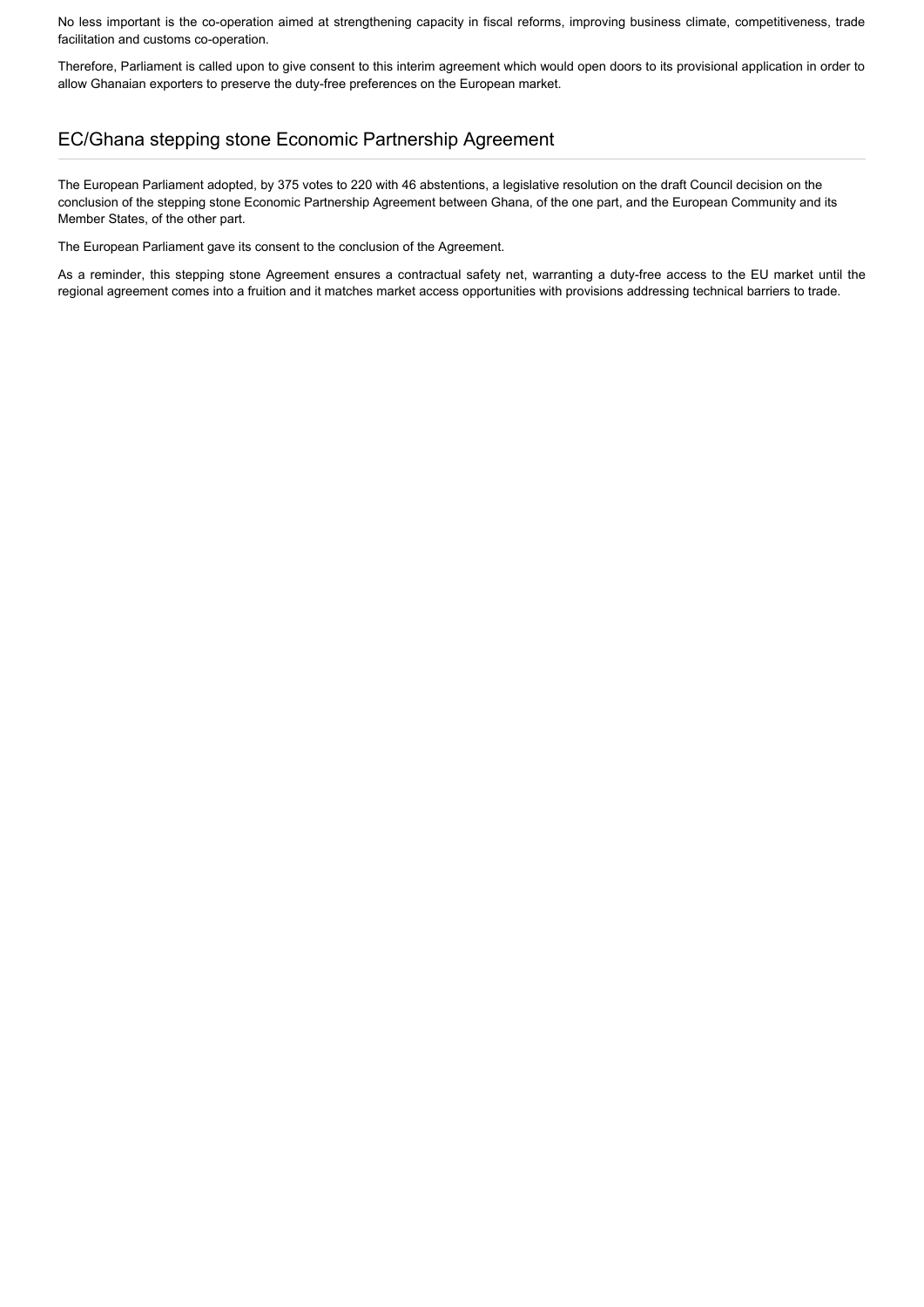No less important is the co-operation aimed at strengthening capacity in fiscal reforms, improving business climate, competitiveness, trade facilitation and customs co-operation.

Therefore, Parliament is called upon to give consent to this interim agreement which would open doors to its provisional application in order to allow Ghanaian exporters to preserve the duty-free preferences on the European market.

## EC/Ghana stepping stone Economic Partnership Agreement

The European Parliament adopted, by 375 votes to 220 with 46 abstentions, a legislative resolution on the draft Council decision on the conclusion of the stepping stone Economic Partnership Agreement between Ghana, of the one part, and the European Community and its Member States, of the other part.

The European Parliament gave its consent to the conclusion of the Agreement.

As a reminder, this stepping stone Agreement ensures a contractual safety net, warranting a duty-free access to the EU market until the regional agreement comes into a fruition and it matches market access opportunities with provisions addressing technical barriers to trade.